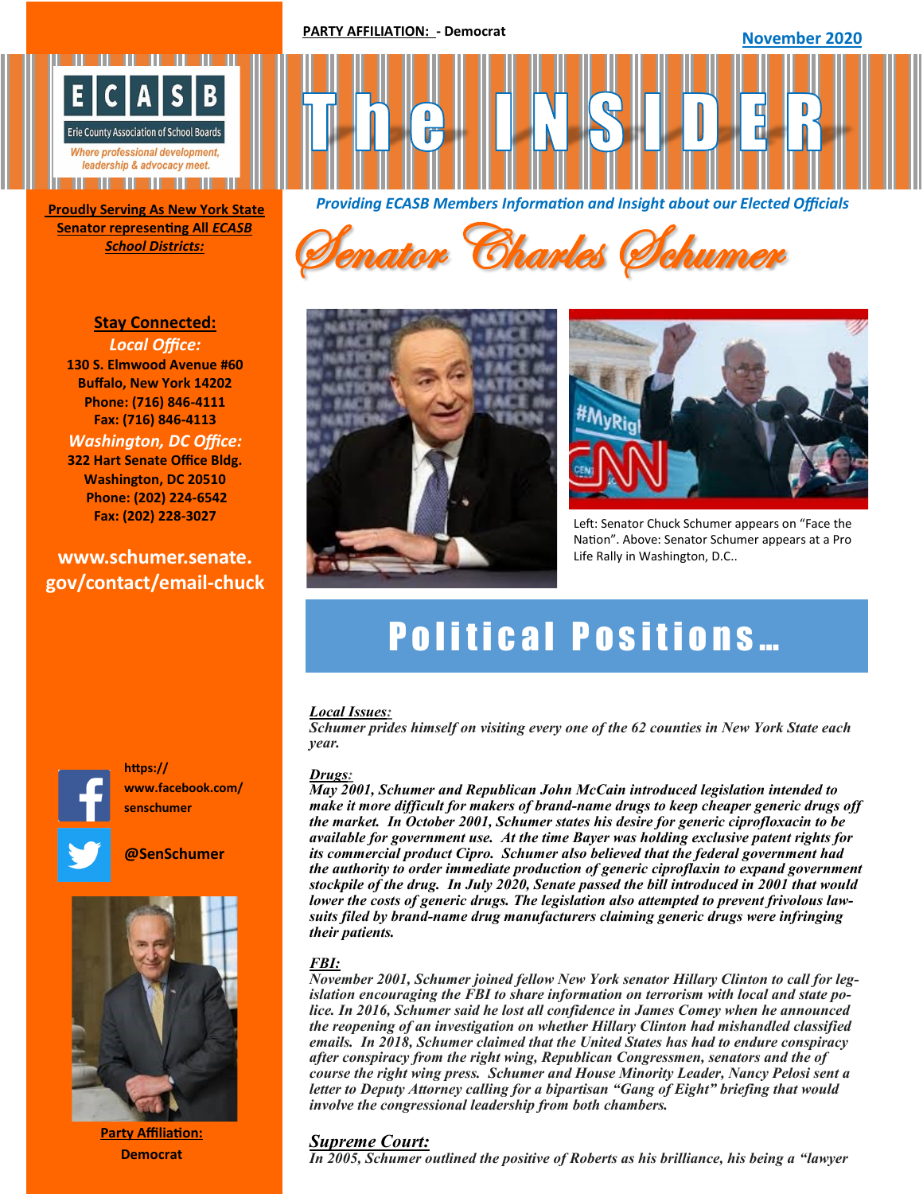**PARTY AFFILIATION: - Democrat**

**November 2020**

ECASB

Erie County Association of School Boards

*Where professional development, leadership & advocacy meet.*

# The INSIDER

***Providing ECASB Members Information and Insight about our Elected Officials***

# *Senator Charles Schumer*

**Proudly Serving As New York State Senator representing All *ECASB School Districts:***

## Stay Connected:

***Local Office:***

**130 S. Elmwood Avenue #60**
**Buffalo, New York 14202**
**Phone: (716) 846-4111**
**Fax: (716) 846-4113**

***Washington, DC Office:***

**322 Hart Senate Office Bldg.**
**Washington, DC 20510**
**Phone: (202) 224-6542**
**Fax: (202) 228-3027**

**www.schumer.senate.gov/contact/email-chuck**

**https://www.facebook.com/senschumer**

**@SenSchumer**

**Party Affiliation:**
**Democrat**

Left: Senator Chuck Schumer appears on "Face the Nation". Above: Senator Schumer appears at a Pro Life Rally in Washington, D.C..

## Political Positions…

***Local Issues:***
***Schumer prides himself on visiting every one of the 62 counties in New York State each year.***

***Drugs:***
***May 2001, Schumer and Republican John McCain introduced legislation intended to make it more difficult for makers of brand-name drugs to keep cheaper generic drugs off the market. In October 2001, Schumer states his desire for generic ciprofloxacin to be available for government use. At the time Bayer was holding exclusive patent rights for its commercial product Cipro. Schumer also believed that the federal government had the authority to order immediate production of generic ciproflaxin to expand government stockpile of the drug. In July 2020, Senate passed the bill introduced in 2001 that would lower the costs of generic drugs. The legislation also attempted to prevent frivolous lawsuits filed by brand-name drug manufacturers claiming generic drugs were infringing their patients.***

***FBI:***
***November 2001, Schumer joined fellow New York senator Hillary Clinton to call for legislation encouraging the FBI to share information on terrorism with local and state police. In 2016, Schumer said he lost all confidence in James Comey when he announced the reopening of an investigation on whether Hillary Clinton had mishandled classified emails. In 2018, Schumer claimed that the United States has had to endure conspiracy after conspiracy from the right wing, Republican Congressmen, senators and the of course the right wing press. Schumer and House Minority Leader, Nancy Pelosi sent a letter to Deputy Attorney calling for a bipartisan "Gang of Eight" briefing that would involve the congressional leadership from both chambers.***

***Supreme Court:***
***In 2005, Schumer outlined the positive of Roberts as his brilliance, his being a "lawyer***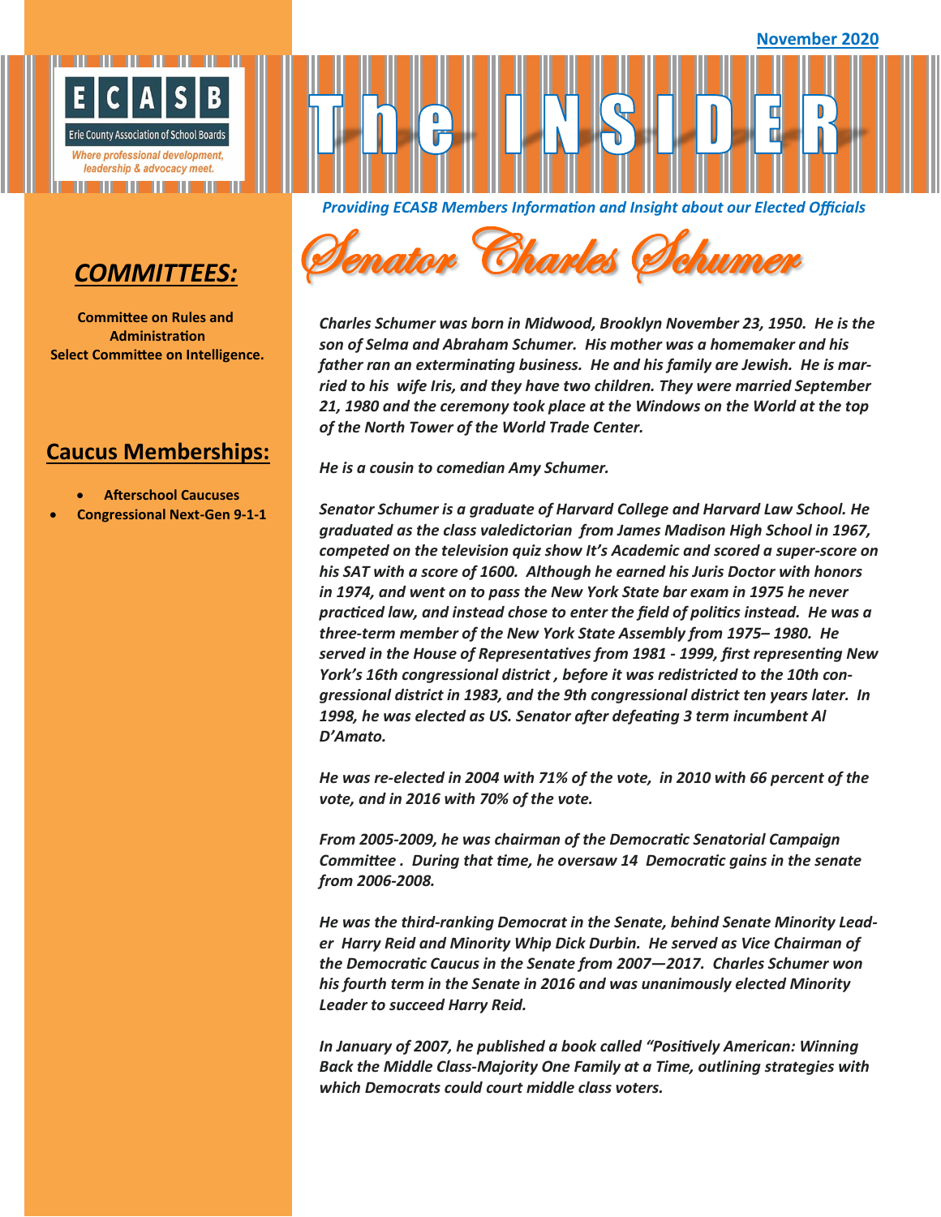November 2020

ECASB — Erie County Association of School Boards

*Where professional development, leadership & advocacy meet.*

# The INSIDER

***Providing ECASB Members Information and Insight about our Elected Officials***

## *COMMITTEES:*

**Committee on Rules and Administration**
**Select Committee on Intelligence.**

## Caucus Memberships:

- **Afterschool Caucuses**
- **Congressional Next-Gen 9-1-1**

# *Senator Charles Schumer*

***Charles Schumer was born in Midwood, Brooklyn November 23, 1950. He is the son of Selma and Abraham Schumer. His mother was a homemaker and his father ran an exterminating business. He and his family are Jewish. He is married to his wife Iris, and they have two children. They were married September 21, 1980 and the ceremony took place at the Windows on the World at the top of the North Tower of the World Trade Center.***

***He is a cousin to comedian Amy Schumer.***

***Senator Schumer is a graduate of Harvard College and Harvard Law School. He graduated as the class valedictorian from James Madison High School in 1967, competed on the television quiz show It's Academic and scored a super-score on his SAT with a score of 1600. Although he earned his Juris Doctor with honors in 1974, and went on to pass the New York State bar exam in 1975 he never practiced law, and instead chose to enter the field of politics instead. He was a three-term member of the New York State Assembly from 1975– 1980. He served in the House of Representatives from 1981 - 1999, first representing New York's 16th congressional district , before it was redistricted to the 10th congressional district in 1983, and the 9th congressional district ten years later. In 1998, he was elected as US. Senator after defeating 3 term incumbent Al D'Amato.***

***He was re-elected in 2004 with 71% of the vote, in 2010 with 66 percent of the vote, and in 2016 with 70% of the vote.***

***From 2005-2009, he was chairman of the Democratic Senatorial Campaign Committee . During that time, he oversaw 14 Democratic gains in the senate from 2006-2008.***

***He was the third-ranking Democrat in the Senate, behind Senate Minority Leader Harry Reid and Minority Whip Dick Durbin. He served as Vice Chairman of the Democratic Caucus in the Senate from 2007—2017. Charles Schumer won his fourth term in the Senate in 2016 and was unanimously elected Minority Leader to succeed Harry Reid.***

***In January of 2007, he published a book called "Positively American: Winning Back the Middle Class-Majority One Family at a Time, outlining strategies with which Democrats could court middle class voters.***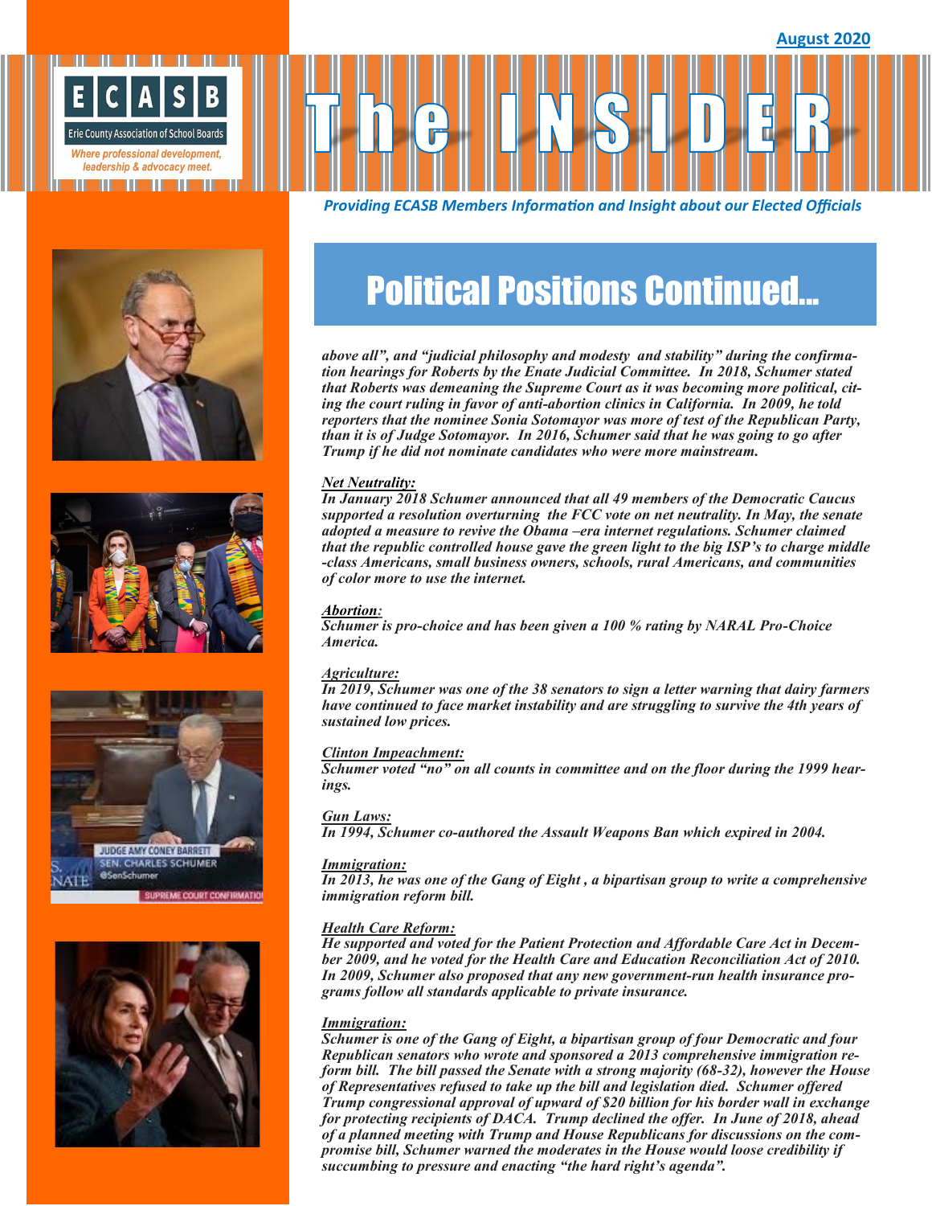August 2020

ECASB
Erie County Association of School Boards
*Where professional development, leadership & advocacy meet.*

# The INSIDER

***Providing ECASB Members Information and Insight about our Elected Officials***

## Political Positions Continued...

***above all", and "judicial philosophy and modesty and stability" during the confirmation hearings for Roberts by the Enate Judicial Committee. In 2018, Schumer stated that Roberts was demeaning the Supreme Court as it was becoming more political, citing the court ruling in favor of anti-abortion clinics in California. In 2009, he told reporters that the nominee Sonia Sotomayor was more of test of the Republican Party, than it is of Judge Sotomayor. In 2016, Schumer said that he was going to go after Trump if he did not nominate candidates who were more mainstream.***

***Net Neutrality:***
***In January 2018 Schumer announced that all 49 members of the Democratic Caucus supported a resolution overturning the FCC vote on net neutrality. In May, the senate adopted a measure to revive the Obama –era internet regulations. Schumer claimed that the republic controlled house gave the green light to the big ISP's to charge middle-class Americans, small business owners, schools, rural Americans, and communities of color more to use the internet.***

***Abortion:***
***Schumer is pro-choice and has been given a 100 % rating by NARAL Pro-Choice America.***

***Agriculture:***
***In 2019, Schumer was one of the 38 senators to sign a letter warning that dairy farmers have continued to face market instability and are struggling to survive the 4th years of sustained low prices.***

***Clinton Impeachment:***
***Schumer voted "no" on all counts in committee and on the floor during the 1999 hearings.***

***Gun Laws:***
***In 1994, Schumer co-authored the Assault Weapons Ban which expired in 2004.***

***Immigration:***
***In 2013, he was one of the Gang of Eight , a bipartisan group to write a comprehensive immigration reform bill.***

***Health Care Reform:***
***He supported and voted for the Patient Protection and Affordable Care Act in December 2009, and he voted for the Health Care and Education Reconciliation Act of 2010. In 2009, Schumer also proposed that any new government-run health insurance programs follow all standards applicable to private insurance.***

***Immigration:***
***Schumer is one of the Gang of Eight, a bipartisan group of four Democratic and four Republican senators who wrote and sponsored a 2013 comprehensive immigration reform bill. The bill passed the Senate with a strong majority (68-32), however the House of Representatives refused to take up the bill and legislation died. Schumer offered Trump congressional approval of upward of $20 billion for his border wall in exchange for protecting recipients of DACA. Trump declined the offer. In June of 2018, ahead of a planned meeting with Trump and House Republicans for discussions on the compromise bill, Schumer warned the moderates in the House would loose credibility if succumbing to pressure and enacting "the hard right's agenda".***